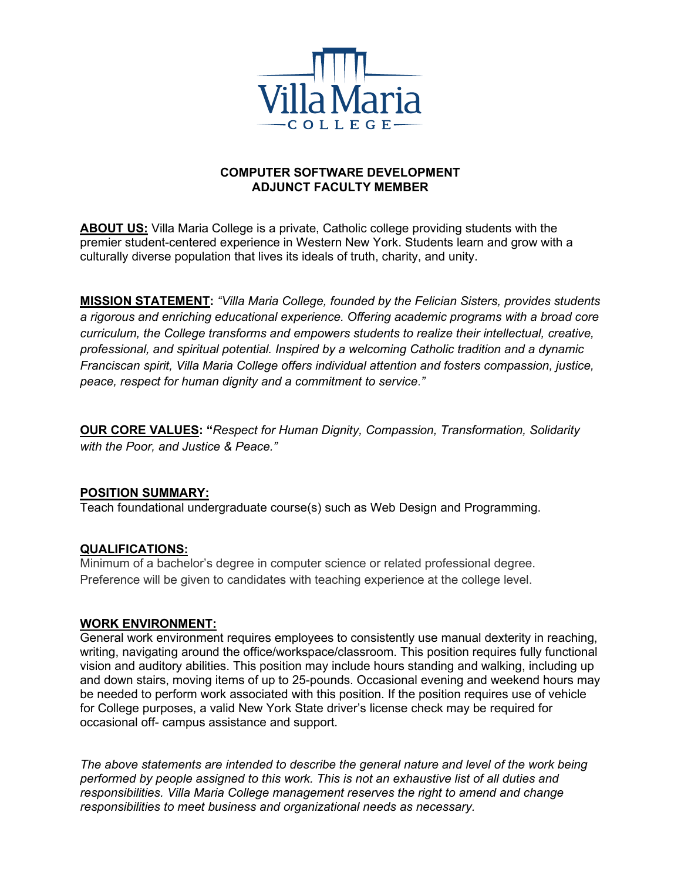# COMPUTER SOFTWARE DEVELOPMENT ADJUNCT FACULTY MEMBER

**ABOUT US:** Villa Maria College is a private, Catholic college providing students with the premier student-centered experience in Western New York. Students learn and grow with a culturally diverse population that lives its ideals of truth, charity, and unity.

**MISSION STATEMENT:** *"Villa Maria College, founded by the Felician Sisters, provides students a rigorous and enriching educational experience. Offering academic programs with a broad core curriculum, the College transforms and empowers students to realize their intellectual, creative, professional, and spiritual potential. Inspired by a welcoming Catholic tradition and a dynamic Franciscan spirit, Villa Maria College offers individual attention and fosters compassion, justice, peace, respect for human dignity and a commitment to service."*

**OUR CORE VALUES:** **"***Respect for Human Dignity, Compassion, Transformation, Solidarity with the Poor, and Justice & Peace."*

**POSITION SUMMARY:**
Teach foundational undergraduate course(s) such as Web Design and Programming.

**QUALIFICATIONS:**
Minimum of a bachelor's degree in computer science or related professional degree.
Preference will be given to candidates with teaching experience at the college level.

**WORK ENVIRONMENT:**
General work environment requires employees to consistently use manual dexterity in reaching, writing, navigating around the office/workspace/classroom. This position requires fully functional vision and auditory abilities. This position may include hours standing and walking, including up and down stairs, moving items of up to 25-pounds. Occasional evening and weekend hours may be needed to perform work associated with this position. If the position requires use of vehicle for College purposes, a valid New York State driver's license check may be required for occasional off- campus assistance and support.

*The above statements are intended to describe the general nature and level of the work being performed by people assigned to this work. This is not an exhaustive list of all duties and responsibilities. Villa Maria College management reserves the right to amend and change responsibilities to meet business and organizational needs as necessary.*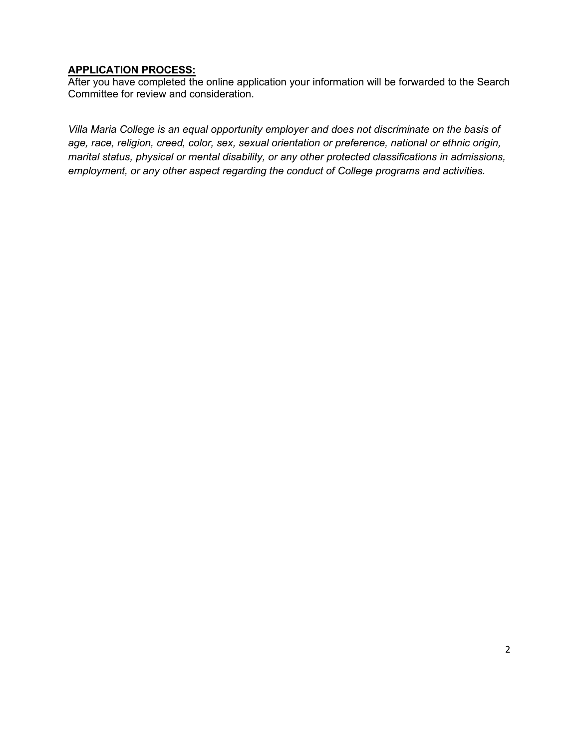**APPLICATION PROCESS:**

After you have completed the online application your information will be forwarded to the Search Committee for review and consideration.

*Villa Maria College is an equal opportunity employer and does not discriminate on the basis of age, race, religion, creed, color, sex, sexual orientation or preference, national or ethnic origin, marital status, physical or mental disability, or any other protected classifications in admissions, employment, or any other aspect regarding the conduct of College programs and activities.*